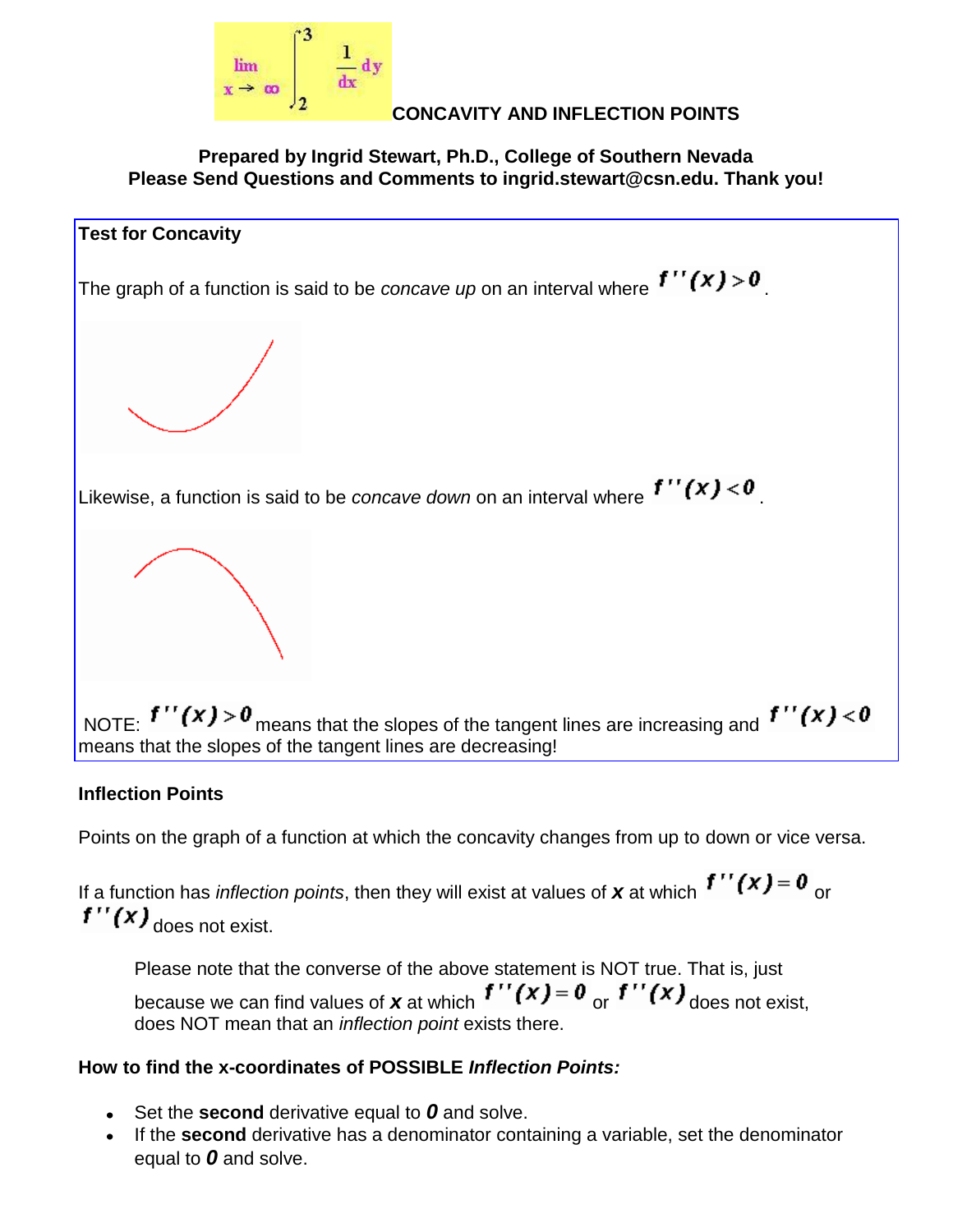# CONCAVITY AND INFLECTION POINTS

**Prepared by Ingrid Stewart, Ph.D., College of Southern Nevada**
**Please Send Questions and Comments to ingrid.stewart@csn.edu. Thank you!**

**Test for Concavity**

The graph of a function is said to be *concave up* on an interval where $f''(x) > 0$.

Likewise, a function is said to be *concave down* on an interval where $f''(x) < 0$.

NOTE: $f''(x) > 0$ means that the slopes of the tangent lines are increasing and $f''(x) < 0$ means that the slopes of the tangent lines are decreasing!

**Inflection Points**

Points on the graph of a function at which the concavity changes from up to down or vice versa.

If a function has *inflection points*, then they will exist at values of $x$ at which $f''(x) = 0$ or $f''(x)$ does not exist.

> Please note that the converse of the above statement is NOT true. That is, just because we can find values of $x$ at which $f''(x) = 0$ or $f''(x)$ does not exist, does NOT mean that an *inflection point* exists there.

**How to find the x-coordinates of POSSIBLE *Inflection Points:***

- Set the **second** derivative equal to $0$ and solve.
- If the **second** derivative has a denominator containing a variable, set the denominator equal to $0$ and solve.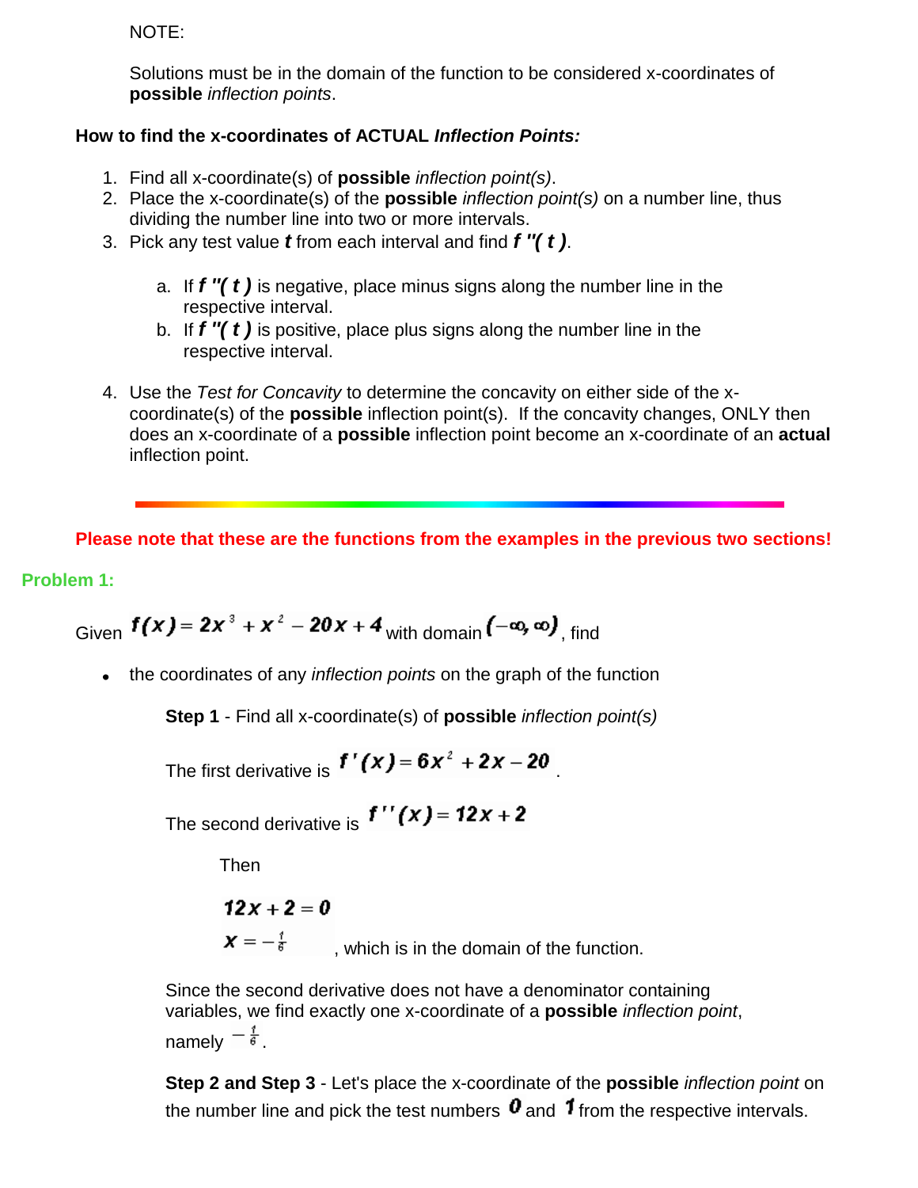NOTE:

Solutions must be in the domain of the function to be considered x-coordinates of **possible** *inflection points*.

**How to find the x-coordinates of ACTUAL *Inflection Points:***

1. Find all x-coordinate(s) of **possible** *inflection point(s)*.
2. Place the x-coordinate(s) of the **possible** *inflection point(s)* on a number line, thus dividing the number line into two or more intervals.
3. Pick any test value $t$ from each interval and find $f''(t)$.
   a. If $f''(t)$ is negative, place minus signs along the number line in the respective interval.
   b. If $f''(t)$ is positive, place plus signs along the number line in the respective interval.
4. Use the *Test for Concavity* to determine the concavity on either side of the x-coordinate(s) of the **possible** inflection point(s). If the concavity changes, ONLY then does an x-coordinate of a **possible** inflection point become an x-coordinate of an **actual** inflection point.

---

**Please note that these are the functions from the examples in the previous two sections!**

**Problem 1:**

Given $f(x) = 2x^3 + x^2 - 20x + 4$ with domain $(-\infty, \infty)$, find

- the coordinates of any *inflection points* on the graph of the function

**Step 1** - Find all x-coordinate(s) of **possible** *inflection point(s)*

The first derivative is $f'(x) = 6x^2 + 2x - 20$.

The second derivative is $f''(x) = 12x + 2$

Then

$$12x + 2 = 0$$
$$x = -\tfrac{1}{6}$$

, which is in the domain of the function.

Since the second derivative does not have a denominator containing variables, we find exactly one x-coordinate of a **possible** *inflection point*, namely $-\frac{1}{6}$.

**Step 2 and Step 3** - Let's place the x-coordinate of the **possible** *inflection point* on the number line and pick the test numbers $0$ and $1$ from the respective intervals.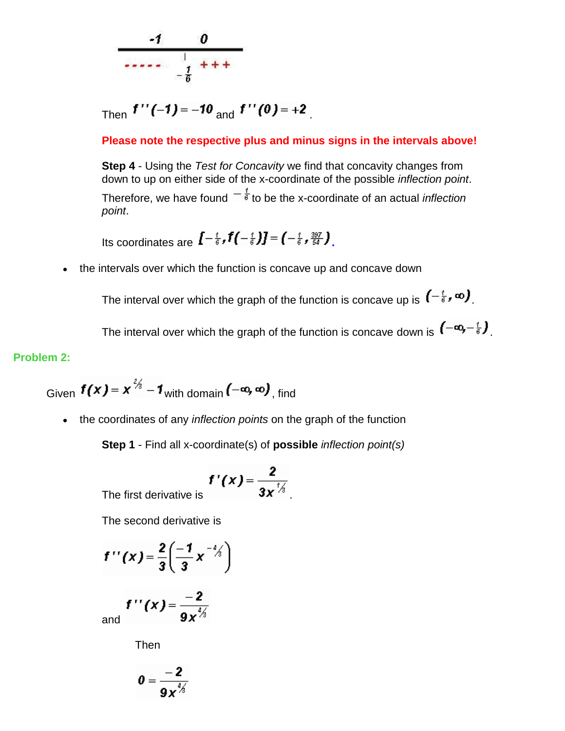| -1 | 0 |
| --- | --- |
| - - - - - $-\frac{1}{6}$ | + + + |

Then $f''(-1) = -10$ and $f''(0) = +2$.

**Please note the respective plus and minus signs in the intervals above!**

**Step 4** - Using the *Test for Concavity* we find that concavity changes from down to up on either side of the x-coordinate of the possible *inflection point*. Therefore, we have found $-\frac{1}{6}$ to be the x-coordinate of an actual *inflection point*.

Its coordinates are $[-\frac{1}{6}, f(-\frac{1}{6})] = (-\frac{1}{6}, \frac{397}{54})$.

- the intervals over which the function is concave up and concave down

  The interval over which the graph of the function is concave up is $(-\frac{1}{6}, \infty)$.

  The interval over which the graph of the function is concave down is $(-\infty, -\frac{1}{6})$.

## Problem 2:

Given $f(x) = x^{2/3} - 1$ with domain $(-\infty, \infty)$, find

- the coordinates of any *inflection points* on the graph of the function

  **Step 1** - Find all x-coordinate(s) of **possible** *inflection point(s)*

  The first derivative is $f'(x) = \dfrac{2}{3x^{1/3}}$.

  The second derivative is

$$f''(x) = \frac{2}{3}\left(\frac{-1}{3}x^{-4/3}\right)$$

and

$$f''(x) = \frac{-2}{9x^{4/3}}$$

Then

$$0 = \frac{-2}{9x^{4/3}}$$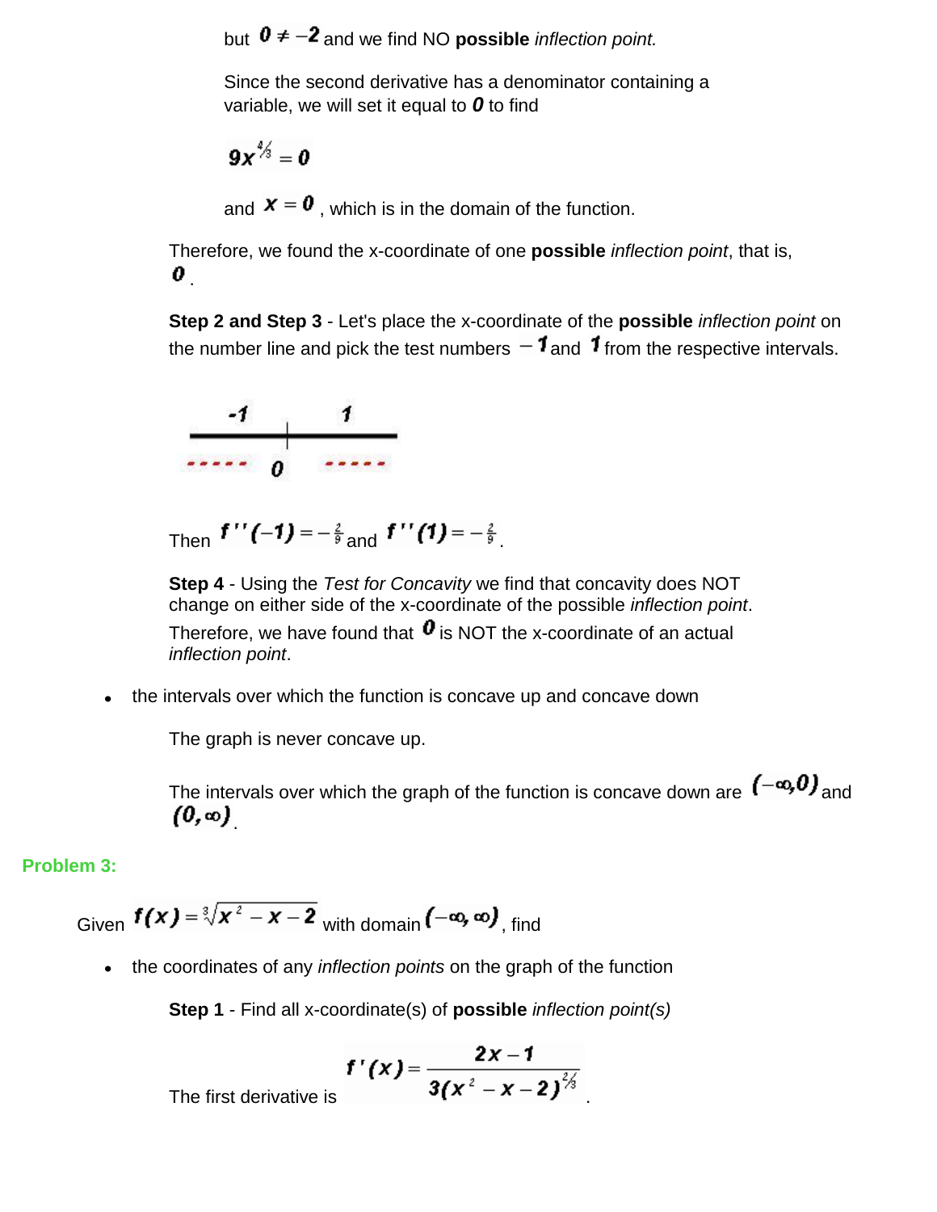but $0 \neq -2$ and we find NO **possible** *inflection point.*

Since the second derivative has a denominator containing a variable, we will set it equal to $0$ to find

$$9x^{4/3} = 0$$

and $x = 0$, which is in the domain of the function.

Therefore, we found the x-coordinate of one **possible** *inflection point*, that is, $0$.

**Step 2 and Step 3** - Let's place the x-coordinate of the **possible** *inflection point* on the number line and pick the test numbers $-1$ and $1$ from the respective intervals.

```
   -1         1
 ------+--------
 -----  0  -----
```

Then $f''(-1) = -\frac{2}{9}$ and $f''(1) = -\frac{2}{9}$.

**Step 4** - Using the *Test for Concavity* we find that concavity does NOT change on either side of the x-coordinate of the possible *inflection point*. Therefore, we have found that $0$ is NOT the x-coordinate of an actual *inflection point*.

- the intervals over which the function is concave up and concave down

  The graph is never concave up.

  The intervals over which the graph of the function is concave down are $(-\infty, 0)$ and $(0, \infty)$.

## Problem 3:

Given $f(x) = \sqrt[3]{x^2 - x - 2}$ with domain $(-\infty, \infty)$, find

- the coordinates of any *inflection points* on the graph of the function

  **Step 1** - Find all x-coordinate(s) of **possible** *inflection point(s)*

  The first derivative is $$f'(x) = \frac{2x - 1}{3(x^2 - x - 2)^{2/3}}.$$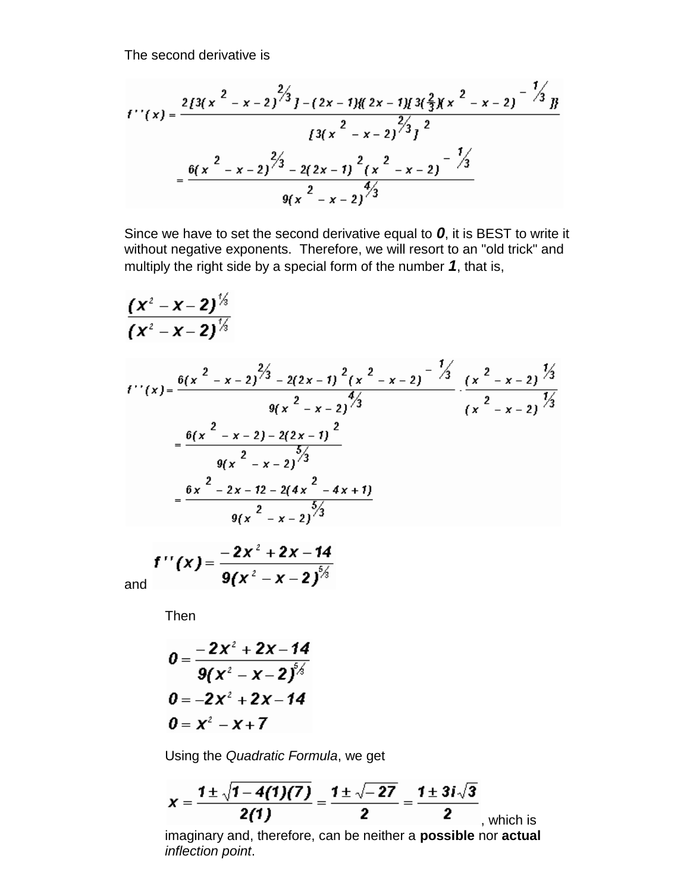The second derivative is

$$f''(x) = \frac{2\{3(x^2 - x - 2)^{2/3}\} - (2x-1)\{(2x-1)[3(\frac{2}{3})(x^2 - x - 2)^{-1/3}]\}}{[3(x^2 - x - 2)^{2/3}]^2}$$

$$= \frac{6(x^2 - x - 2)^{2/3} - 2(2x-1)^2(x^2 - x - 2)^{-1/3}}{9(x^2 - x - 2)^{4/3}}$$

Since we have to set the second derivative equal to ***0***, it is BEST to write it without negative exponents. Therefore, we will resort to an "old trick" and multiply the right side by a special form of the number ***1***, that is,

$$\frac{(x^2 - x - 2)^{1/3}}{(x^2 - x - 2)^{1/3}}$$

$$f''(x) = \frac{6(x^2 - x - 2)^{2/3} - 2(2x-1)^2(x^2 - x - 2)^{-1/3}}{9(x^2 - x - 2)^{4/3}} \cdot \frac{(x^2 - x - 2)^{1/3}}{(x^2 - x - 2)^{1/3}}$$

$$= \frac{6(x^2 - x - 2) - 2(2x-1)^2}{9(x^2 - x - 2)^{5/3}}$$

$$= \frac{6x^2 - 2x - 12 - 2(4x^2 - 4x + 1)}{9(x^2 - x - 2)^{5/3}}$$

and

$$f''(x) = \frac{-2x^2 + 2x - 14}{9(x^2 - x - 2)^{5/3}}$$

Then

$$0 = \frac{-2x^2 + 2x - 14}{9(x^2 - x - 2)^{5/3}}$$

$$0 = -2x^2 + 2x - 14$$

$$0 = x^2 - x + 7$$

Using the *Quadratic Formula*, we get

$$x = \frac{1 \pm \sqrt{1 - 4(1)(7)}}{2(1)} = \frac{1 \pm \sqrt{-27}}{2} = \frac{1 \pm 3i\sqrt{3}}{2}$$

, which is imaginary and, therefore, can be neither a **possible** nor **actual** *inflection point*.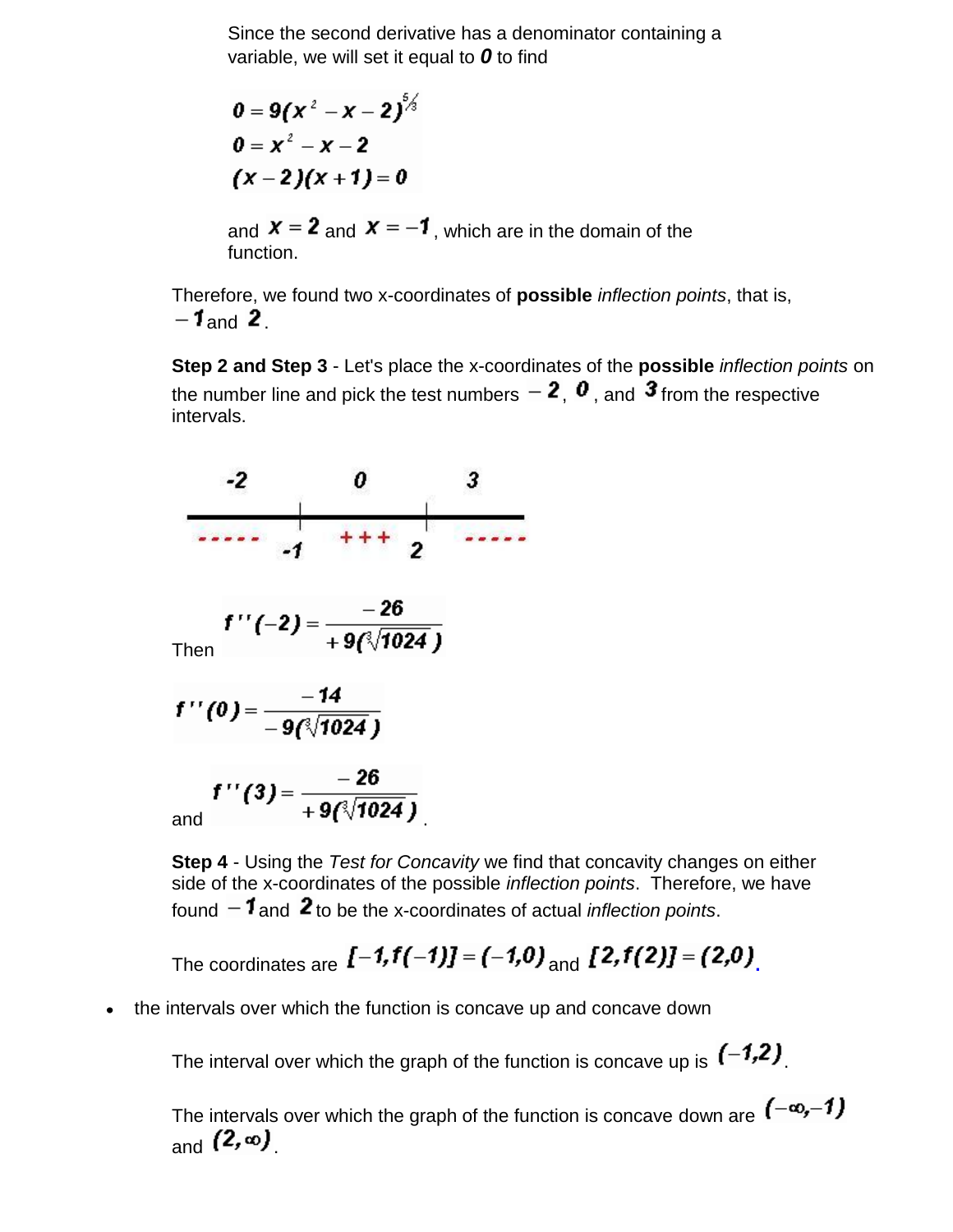Since the second derivative has a denominator containing a variable, we will set it equal to $\boldsymbol{0}$ to find

$$0 = 9(x^2 - x - 2)^{5/3}$$
$$0 = x^2 - x - 2$$
$$(x - 2)(x + 1) = 0$$

and $x = 2$ and $x = -1$, which are in the domain of the function.

Therefore, we found two x-coordinates of **possible** *inflection points*, that is, $-1$ and $2$.

**Step 2 and Step 3** - Let's place the x-coordinates of the **possible** *inflection points* on the number line and pick the test numbers $-2$, $0$, and $3$ from the respective intervals.

| Test number | $-2$ | | $0$ | | $3$ |
|---|---|---|---|---|---|
| Sign of $f''$ | - - - - - | $-1$ | + + + | $2$ | - - - - - |

Then $f''(-2) = \dfrac{-26}{+9(\sqrt[3]{1024})}$

$$f''(0) = \frac{-14}{-9(\sqrt[3]{1024})}$$

and $f''(3) = \dfrac{-26}{+9(\sqrt[3]{1024})}$.

**Step 4** - Using the *Test for Concavity* we find that concavity changes on either side of the x-coordinates of the possible *inflection points*. Therefore, we have found $-1$ and $2$ to be the x-coordinates of actual *inflection points*.

The coordinates are $[-1, f(-1)] = (-1, 0)$ and $[2, f(2)] = (2, 0)$.

- the intervals over which the function is concave up and concave down

The interval over which the graph of the function is concave up is $(-1, 2)$.

The intervals over which the graph of the function is concave down are $(-\infty, -1)$ and $(2, \infty)$.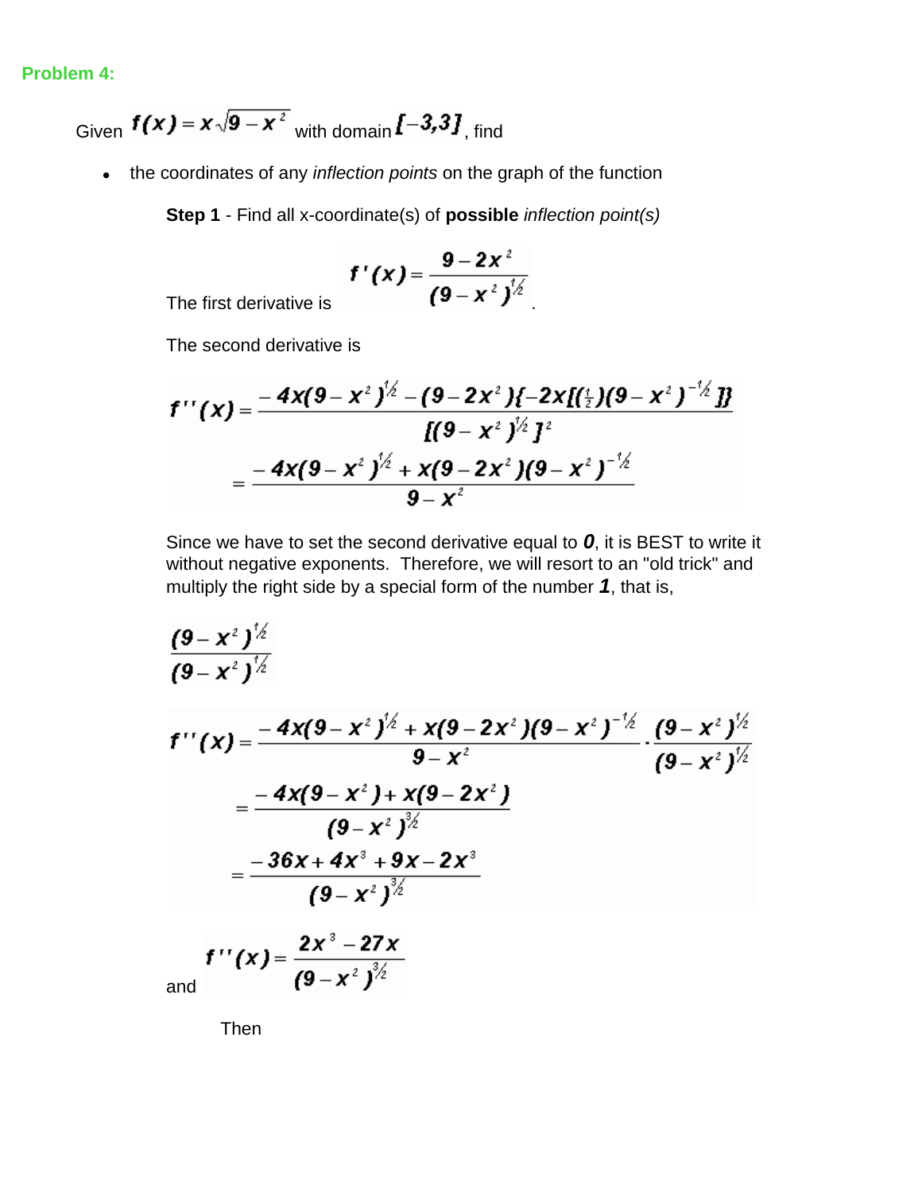**Problem 4:**

Given $f(x) = x\sqrt{9 - x^2}$ with domain $[-3,3]$, find

- the coordinates of any *inflection points* on the graph of the function

**Step 1** - Find all x-coordinate(s) of **possible** *inflection point(s)*

The first derivative is $f'(x) = \dfrac{9 - 2x^2}{(9 - x^2)^{1/2}}$.

The second derivative is

$$f''(x) = \frac{-4x(9 - x^2)^{1/2} - (9 - 2x^2)\{-2x[(\frac{1}{2})(9 - x^2)^{-1/2}]\}}{[(9 - x^2)^{1/2}]^2}$$

$$= \frac{-4x(9 - x^2)^{1/2} + x(9 - 2x^2)(9 - x^2)^{-1/2}}{9 - x^2}$$

Since we have to set the second derivative equal to ***0***, it is BEST to write it without negative exponents. Therefore, we will resort to an "old trick" and multiply the right side by a special form of the number ***1***, that is,

$$\frac{(9 - x^2)^{1/2}}{(9 - x^2)^{1/2}}$$

$$f''(x) = \frac{-4x(9 - x^2)^{1/2} + x(9 - 2x^2)(9 - x^2)^{-1/2}}{9 - x^2} \cdot \frac{(9 - x^2)^{1/2}}{(9 - x^2)^{1/2}}$$

$$= \frac{-4x(9 - x^2) + x(9 - 2x^2)}{(9 - x^2)^{3/2}}$$

$$= \frac{-36x + 4x^3 + 9x - 2x^3}{(9 - x^2)^{3/2}}$$

and $f''(x) = \dfrac{2x^3 - 27x}{(9 - x^2)^{3/2}}$

Then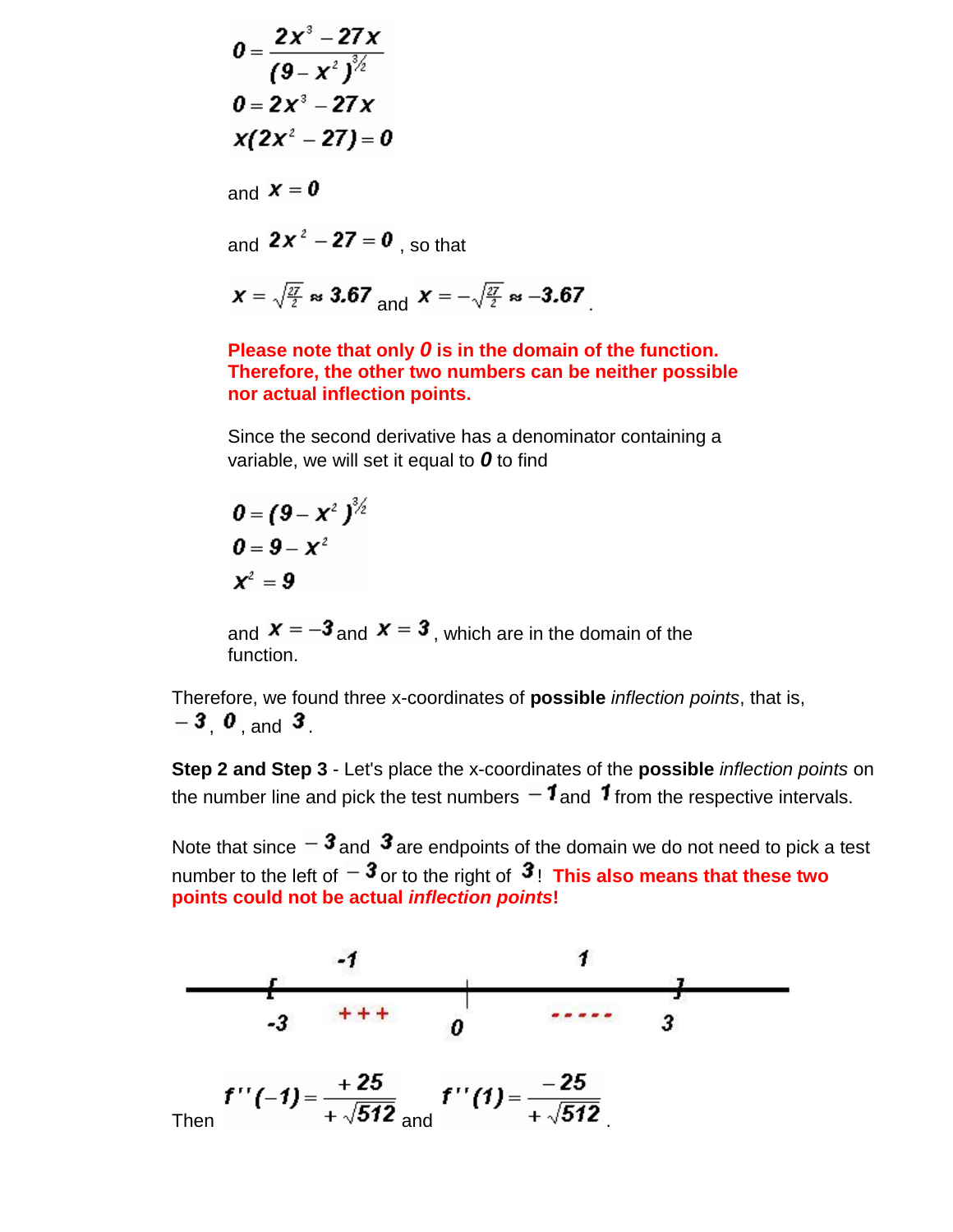$$0 = \frac{2x^3 - 27x}{(9-x^2)^{3/2}}$$

$$0 = 2x^3 - 27x$$

$$x(2x^2 - 27) = 0$$

and $x = 0$

and $2x^2 - 27 = 0$ , so that

$x = \sqrt{\frac{27}{2}} \approx 3.67$ and $x = -\sqrt{\frac{27}{2}} \approx -3.67$ .

**Please note that only $0$ is in the domain of the function. Therefore, the other two numbers can be neither possible nor actual inflection points.**

Since the second derivative has a denominator containing a variable, we will set it equal to $0$ to find

$$0 = (9 - x^2)^{3/2}$$

$$0 = 9 - x^2$$

$$x^2 = 9$$

and $x = -3$ and $x = 3$ , which are in the domain of the function.

Therefore, we found three x-coordinates of **possible** *inflection points*, that is, $-3$ , $0$ , and $3$.

**Step 2 and Step 3** - Let's place the x-coordinates of the **possible** *inflection points* on the number line and pick the test numbers $-1$ and $1$ from the respective intervals.

Note that since $-3$ and $3$ are endpoints of the domain we do not need to pick a test number to the left of $-3$ or to the right of $3$! **This also means that these two points could not be actual *inflection points*!**

-1 &nbsp;&nbsp;&nbsp;&nbsp;&nbsp;&nbsp;&nbsp;&nbsp;&nbsp;&nbsp;&nbsp;&nbsp;&nbsp;&nbsp;&nbsp;&nbsp;&nbsp;&nbsp;&nbsp;&nbsp; 1

[ -3 &nbsp;&nbsp;&nbsp; + + + &nbsp;&nbsp;&nbsp; 0 &nbsp;&nbsp;&nbsp; - - - - - &nbsp;&nbsp;&nbsp; 3 ]

Then $f''(-1) = \frac{+25}{+\sqrt{512}}$ and $f''(1) = \frac{-25}{+\sqrt{512}}$ .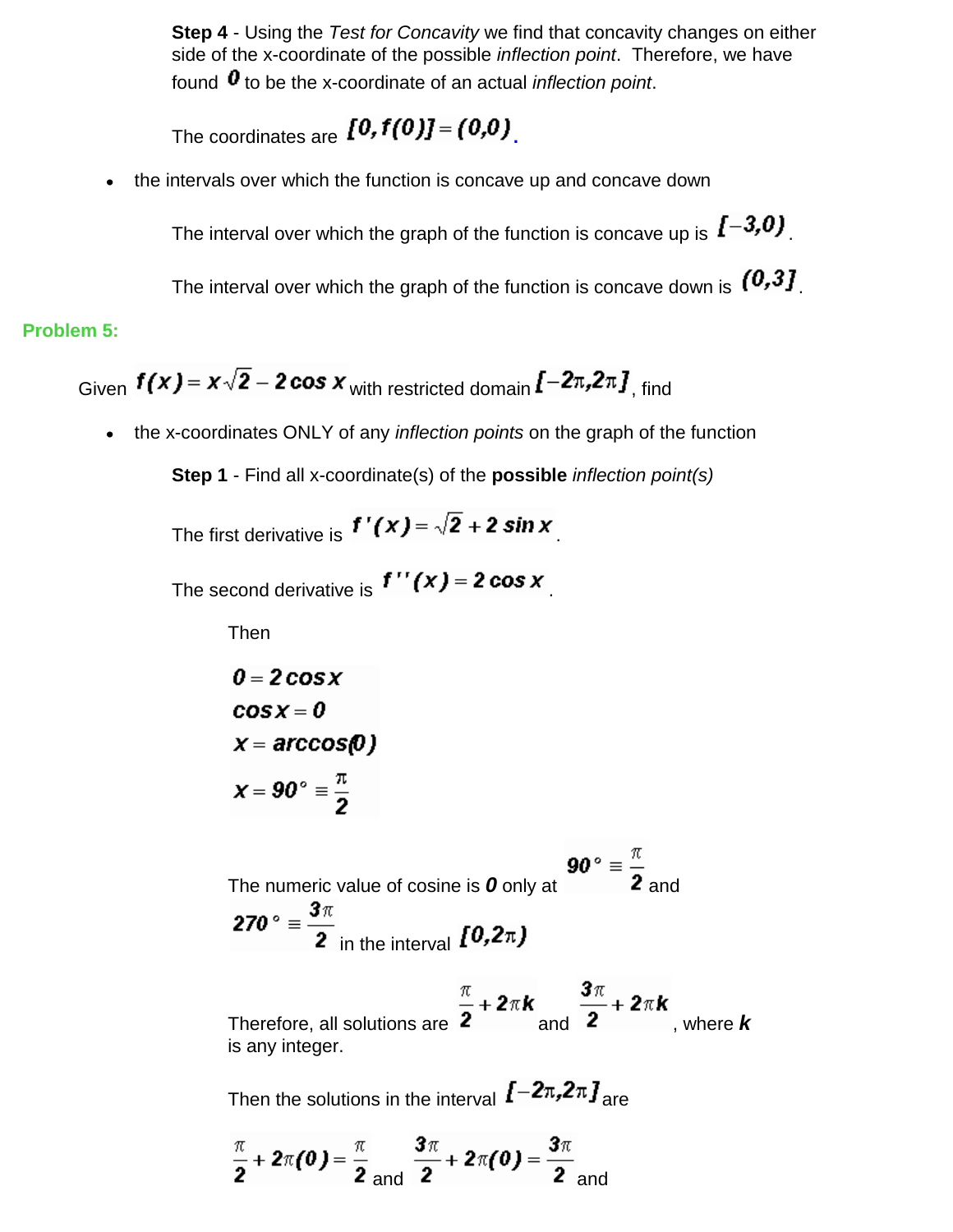**Step 4** - Using the *Test for Concavity* we find that concavity changes on either side of the x-coordinate of the possible *inflection point*. Therefore, we have found $0$ to be the x-coordinate of an actual *inflection point*.

The coordinates are $[0, f(0)] = (0,0)$.

- the intervals over which the function is concave up and concave down

The interval over which the graph of the function is concave up is $[-3,0)$.

The interval over which the graph of the function is concave down is $(0,3]$.

**Problem 5:**

Given $f(x) = x\sqrt{2} - 2\cos x$ with restricted domain $[-2\pi, 2\pi]$, find

- the x-coordinates ONLY of any *inflection points* on the graph of the function

**Step 1** - Find all x-coordinate(s) of the **possible** *inflection point(s)*

The first derivative is $f'(x) = \sqrt{2} + 2\sin x$.

The second derivative is $f''(x) = 2\cos x$.

Then

$$0 = 2\cos x$$
$$\cos x = 0$$
$$x = \arccos(0)$$
$$x = 90° \equiv \frac{\pi}{2}$$

The numeric value of cosine is $0$ only at $90° \equiv \frac{\pi}{2}$ and $270° \equiv \frac{3\pi}{2}$ in the interval $[0, 2\pi)$

Therefore, all solutions are $\frac{\pi}{2} + 2\pi k$ and $\frac{3\pi}{2} + 2\pi k$, where $k$ is any integer.

Then the solutions in the interval $[-2\pi, 2\pi]$ are

$\frac{\pi}{2} + 2\pi(0) = \frac{\pi}{2}$ and $\frac{3\pi}{2} + 2\pi(0) = \frac{3\pi}{2}$ and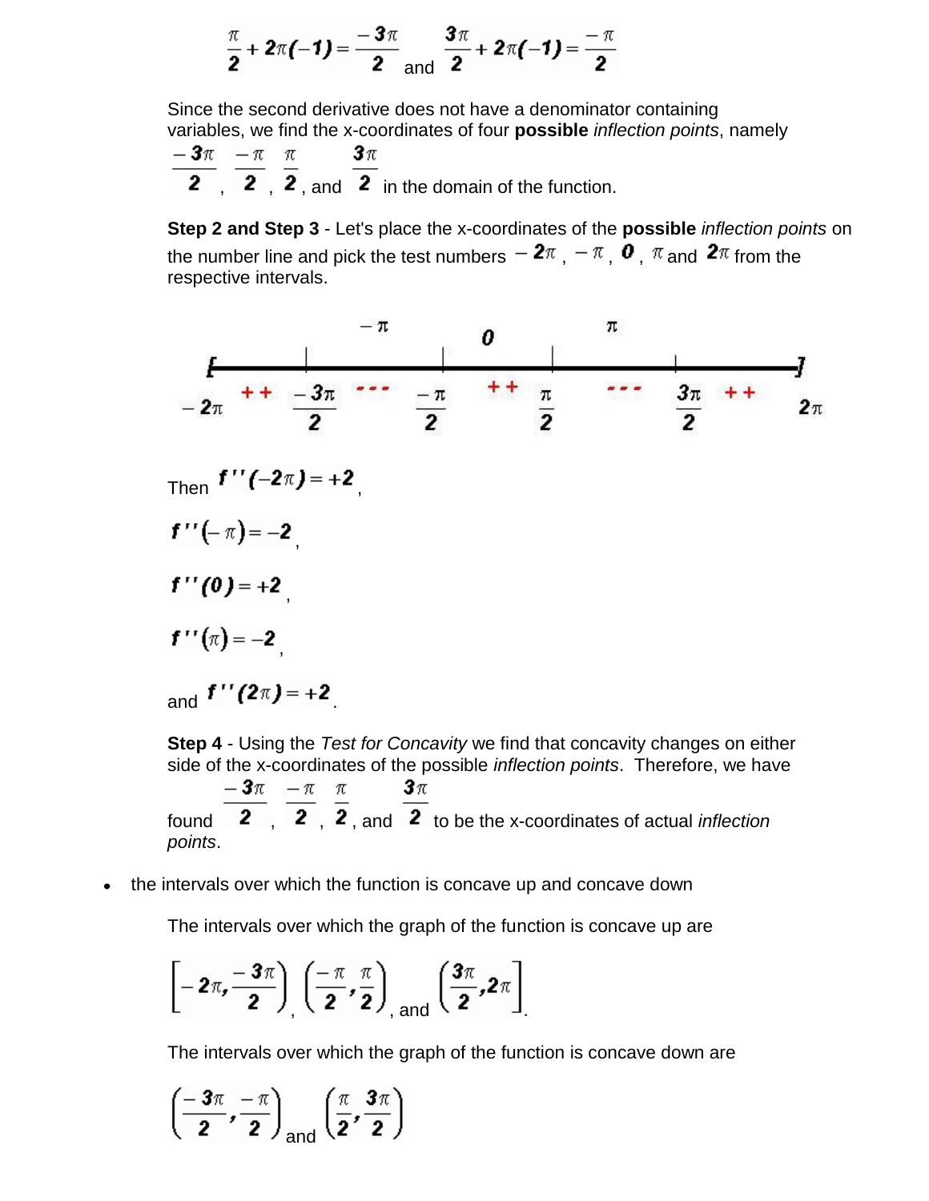$$\frac{\pi}{2} + 2\pi(-1) = \frac{-3\pi}{2} \text{ and } \frac{3\pi}{2} + 2\pi(-1) = \frac{-\pi}{2}$$

Since the second derivative does not have a denominator containing variables, we find the x-coordinates of four **possible** *inflection points*, namely $\frac{-3\pi}{2}$, $\frac{-\pi}{2}$, $\frac{\pi}{2}$, and $\frac{3\pi}{2}$ in the domain of the function.

**Step 2 and Step 3** - Let's place the x-coordinates of the **possible** *inflection points* on the number line and pick the test numbers $-2\pi$, $-\pi$, $0$, $\pi$ and $2\pi$ from the respective intervals.

| $[-2\pi$ | | $\frac{-3\pi}{2}$ | | $\frac{-\pi}{2}$ | | $\frac{\pi}{2}$ | | $\frac{3\pi}{2}$ | | $2\pi]$ |
|---|---|---|---|---|---|---|---|---|---|---|
| | ++ | | --- ($-\pi$) | | ++ ($0$) | | --- ($\pi$) | | ++ | |

Then $f''(-2\pi) = +2$,

$f''(-\pi) = -2$,

$f''(0) = +2$,

$f''(\pi) = -2$,

and $f''(2\pi) = +2$.

**Step 4** - Using the *Test for Concavity* we find that concavity changes on either side of the x-coordinates of the possible *inflection points*. Therefore, we have found $\frac{-3\pi}{2}$, $\frac{-\pi}{2}$, $\frac{\pi}{2}$, and $\frac{3\pi}{2}$ to be the x-coordinates of actual *inflection points*.

- the intervals over which the function is concave up and concave down

  The intervals over which the graph of the function is concave up are

  $$\left[-2\pi, \frac{-3\pi}{2}\right), \left(\frac{-\pi}{2}, \frac{\pi}{2}\right), \text{ and } \left(\frac{3\pi}{2}, 2\pi\right].$$

  The intervals over which the graph of the function is concave down are

  $$\left(\frac{-3\pi}{2}, \frac{-\pi}{2}\right) \text{ and } \left(\frac{\pi}{2}, \frac{3\pi}{2}\right)$$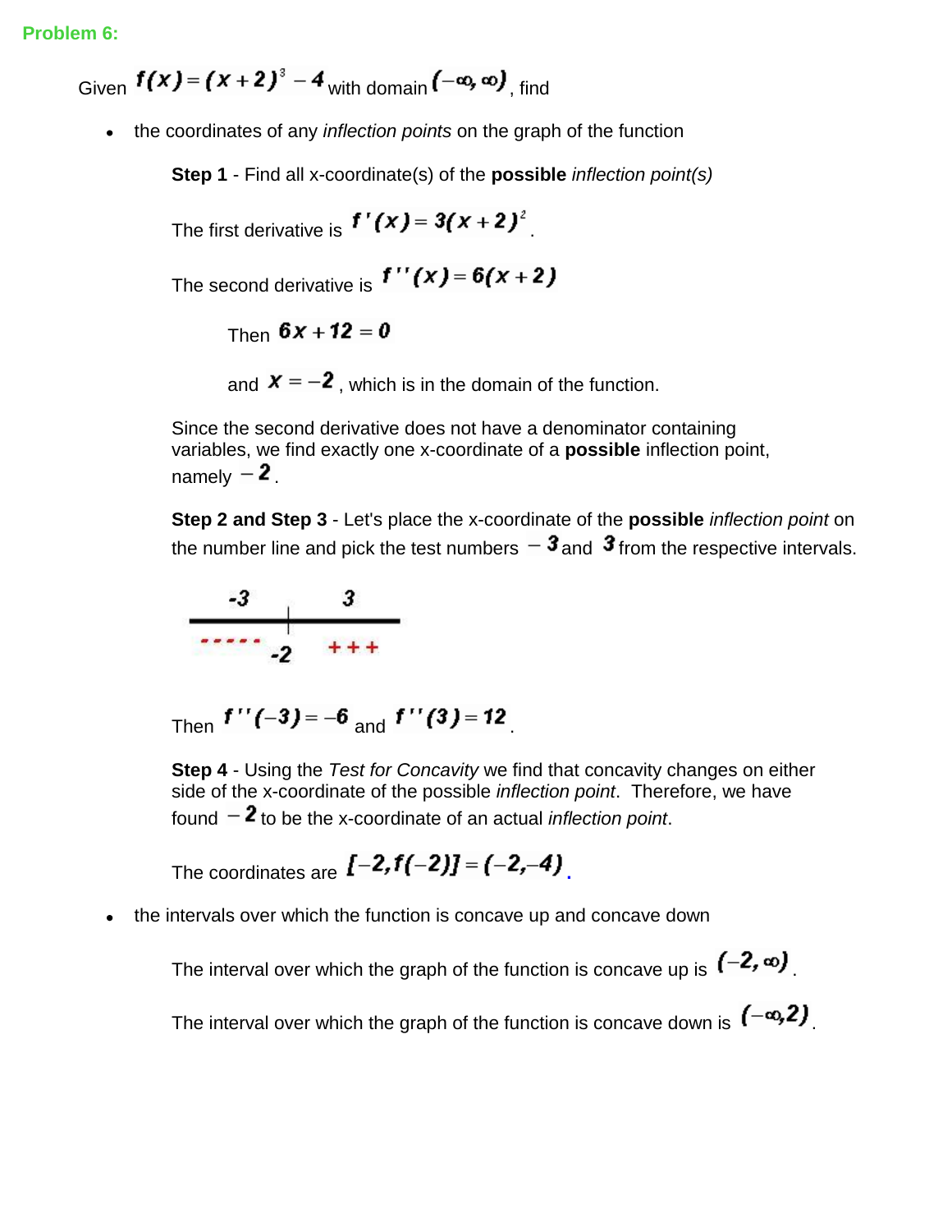**Problem 6:**

Given $f(x) = (x+2)^3 - 4$ with domain $(-\infty, \infty)$, find

- the coordinates of any *inflection points* on the graph of the function

  **Step 1** - Find all x-coordinate(s) of the **possible** *inflection point(s)*

  The first derivative is $f'(x) = 3(x+2)^2$.

  The second derivative is $f''(x) = 6(x+2)$

  Then $6x + 12 = 0$

  and $x = -2$, which is in the domain of the function.

  Since the second derivative does not have a denominator containing variables, we find exactly one x-coordinate of a **possible** inflection point, namely $-2$.

  **Step 2 and Step 3** - Let's place the x-coordinate of the **possible** *inflection point* on the number line and pick the test numbers $-3$ and $3$ from the respective intervals.

  -3 3

  ----- -2 +++

  Then $f''(-3) = -6$ and $f''(3) = 12$.

  **Step 4** - Using the *Test for Concavity* we find that concavity changes on either side of the x-coordinate of the possible *inflection point*. Therefore, we have found $-2$ to be the x-coordinate of an actual *inflection point*.

  The coordinates are $[-2, f(-2)] = (-2, -4)$.

- the intervals over which the function is concave up and concave down

  The interval over which the graph of the function is concave up is $(-2, \infty)$.

  The interval over which the graph of the function is concave down is $(-\infty, 2)$.